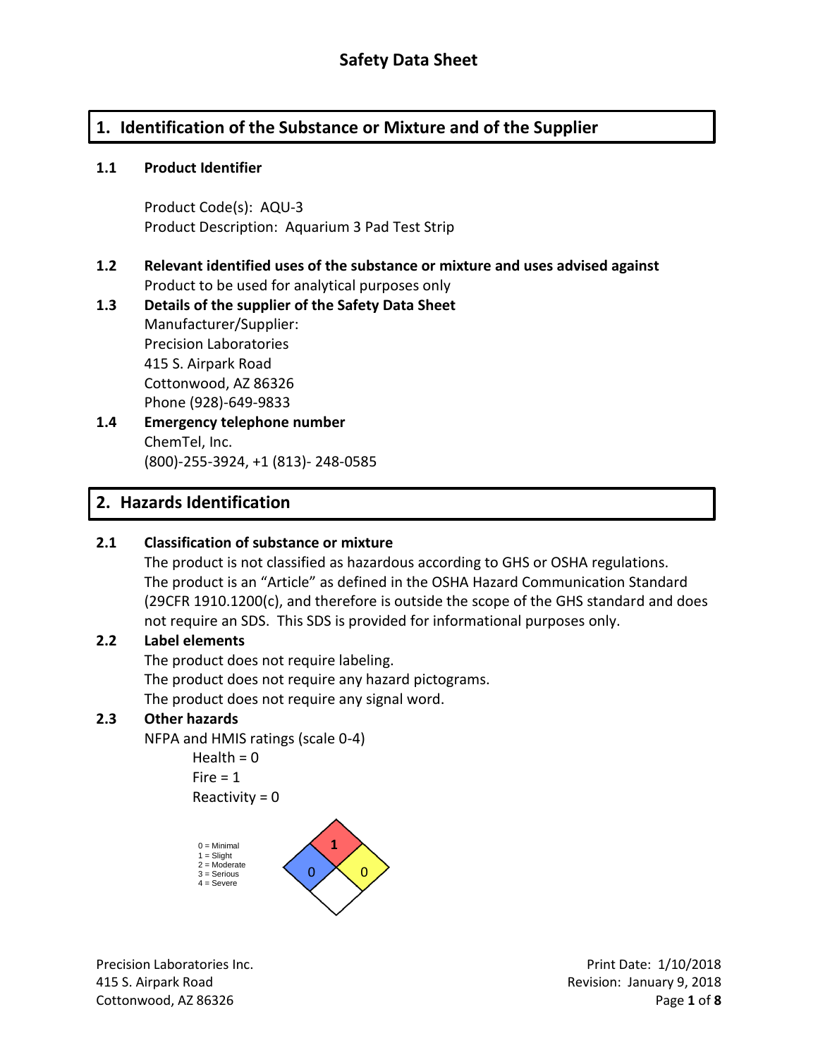# Safety Data Sheet

## 1. Identification of the Substance or Mixture and of the Supplier

**1.1 Product Identifier**

Product Code(s): AQU-3
Product Description: Aquarium 3 Pad Test Strip

**1.2 Relevant identified uses of the substance or mixture and uses advised against**
Product to be used for analytical purposes only

**1.3 Details of the supplier of the Safety Data Sheet**
Manufacturer/Supplier:
Precision Laboratories
415 S. Airpark Road
Cottonwood, AZ 86326
Phone (928)-649-9833

**1.4 Emergency telephone number**
ChemTel, Inc.
(800)-255-3924, +1 (813)- 248-0585

## 2. Hazards Identification

**2.1 Classification of substance or mixture**
The product is not classified as hazardous according to GHS or OSHA regulations.
The product is an "Article" as defined in the OSHA Hazard Communication Standard (29CFR 1910.1200(c), and therefore is outside the scope of the GHS standard and does not require an SDS. This SDS is provided for informational purposes only.

**2.2 Label elements**
The product does not require labeling.
The product does not require any hazard pictograms.
The product does not require any signal word.

**2.3 Other hazards**
NFPA and HMIS ratings (scale 0-4)

Health = 0
Fire = 1
Reactivity = 0

0 = Minimal
1 = Slight
2 = Moderate
3 = Serious
4 = Severe

Fire (red): 1
Health (blue): 0
Reactivity (yellow): 0

Print Date: 1/10/2018
Revision: January 9, 2018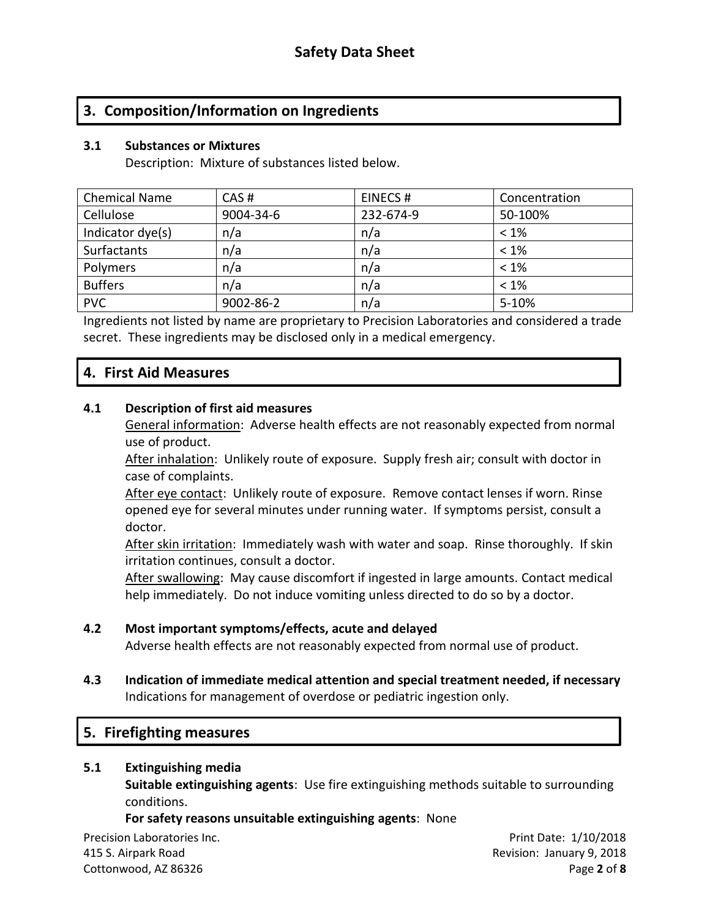## 3. Composition/Information on Ingredients

### 3.1 Substances or Mixtures

Description: Mixture of substances listed below.

| Chemical Name | CAS # | EINECS # | Concentration |
|---|---|---|---|
| Cellulose | 9004-34-6 | 232-674-9 | 50-100% |
| Indicator dye(s) | n/a | n/a | < 1% |
| Surfactants | n/a | n/a | < 1% |
| Polymers | n/a | n/a | < 1% |
| Buffers | n/a | n/a | < 1% |
| PVC | 9002-86-2 | n/a | 5-10% |

Ingredients not listed by name are proprietary to Precision Laboratories and considered a trade secret. These ingredients may be disclosed only in a medical emergency.

## 4. First Aid Measures

### 4.1 Description of first aid measures

General information: Adverse health effects are not reasonably expected from normal use of product.

After inhalation: Unlikely route of exposure. Supply fresh air; consult with doctor in case of complaints.

After eye contact: Unlikely route of exposure. Remove contact lenses if worn. Rinse opened eye for several minutes under running water. If symptoms persist, consult a doctor.

After skin irritation: Immediately wash with water and soap. Rinse thoroughly. If skin irritation continues, consult a doctor.

After swallowing: May cause discomfort if ingested in large amounts. Contact medical help immediately. Do not induce vomiting unless directed to do so by a doctor.

### 4.2 Most important symptoms/effects, acute and delayed

Adverse health effects are not reasonably expected from normal use of product.

### 4.3 Indication of immediate medical attention and special treatment needed, if necessary

Indications for management of overdose or pediatric ingestion only.

## 5. Firefighting measures

### 5.1 Extinguishing media

**Suitable extinguishing agents**: Use fire extinguishing methods suitable to surrounding conditions.

**For safety reasons unsuitable extinguishing agents**: None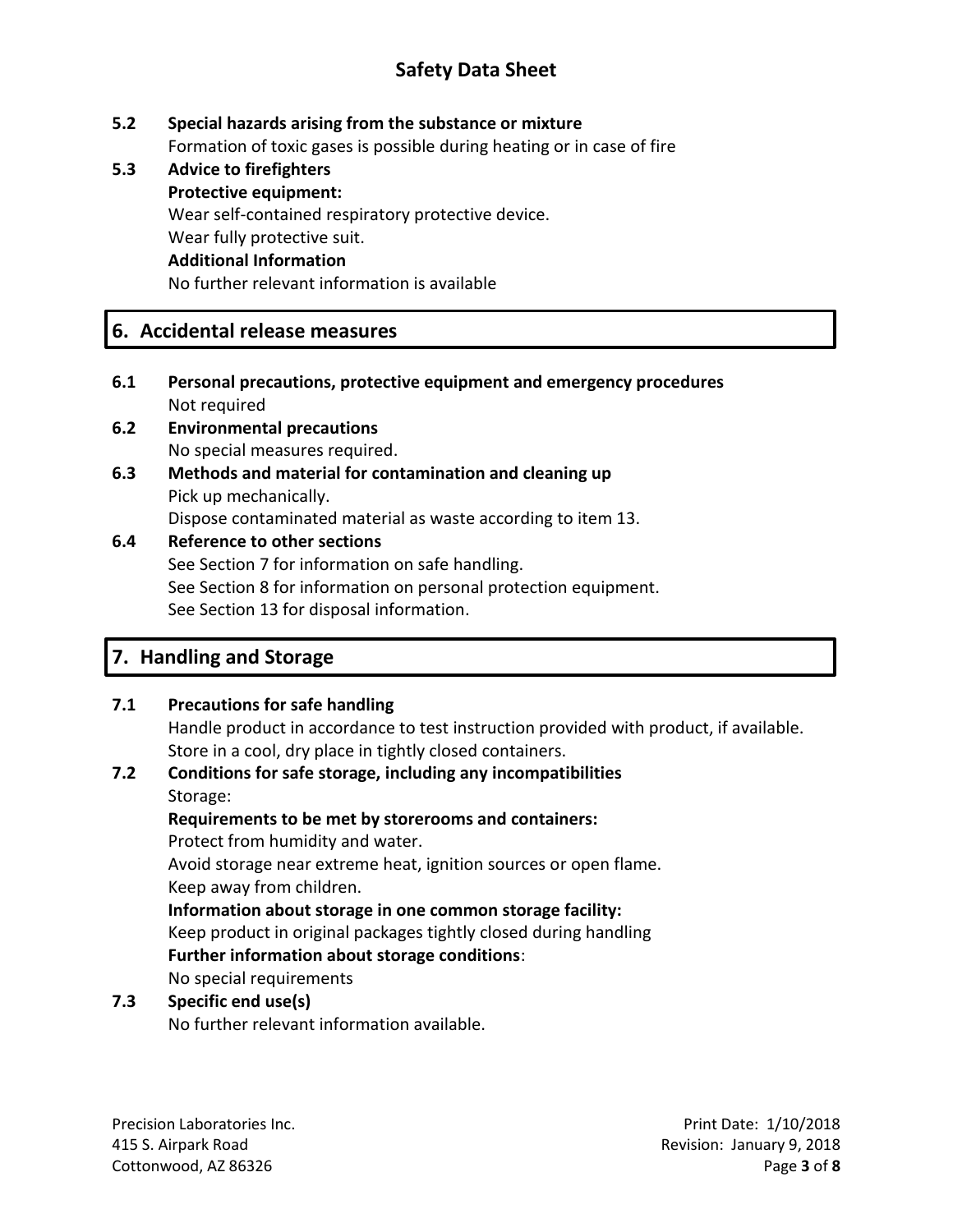**5.2 Special hazards arising from the substance or mixture**

Formation of toxic gases is possible during heating or in case of fire

**5.3 Advice to firefighters**

**Protective equipment:**

Wear self-contained respiratory protective device.

Wear fully protective suit.

**Additional Information**

No further relevant information is available

## 6. Accidental release measures

**6.1 Personal precautions, protective equipment and emergency procedures**

Not required

**6.2 Environmental precautions**

No special measures required.

**6.3 Methods and material for contamination and cleaning up**

Pick up mechanically.

Dispose contaminated material as waste according to item 13.

**6.4 Reference to other sections**

See Section 7 for information on safe handling.

See Section 8 for information on personal protection equipment.

See Section 13 for disposal information.

## 7. Handling and Storage

**7.1 Precautions for safe handling**

Handle product in accordance to test instruction provided with product, if available.

Store in a cool, dry place in tightly closed containers.

**7.2 Conditions for safe storage, including any incompatibilities**

Storage:

**Requirements to be met by storerooms and containers:**

Protect from humidity and water.

Avoid storage near extreme heat, ignition sources or open flame.

Keep away from children.

**Information about storage in one common storage facility:**

Keep product in original packages tightly closed during handling

**Further information about storage conditions**:

No special requirements

**7.3 Specific end use(s)**

No further relevant information available.

Precision Laboratories Inc.
415 S. Airpark Road
Cottonwood, AZ 86326

Print Date: 1/10/2018
Revision: January 9, 2018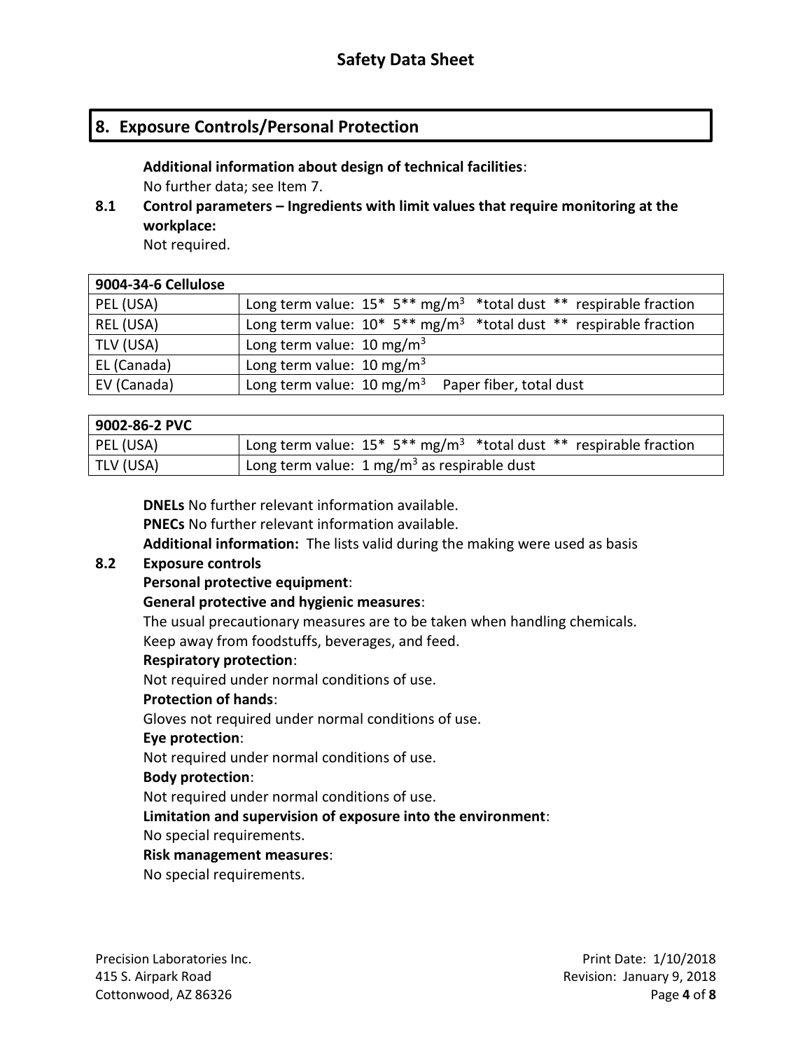## 8. Exposure Controls/Personal Protection

**Additional information about design of technical facilities**:
No further data; see Item 7.

**8.1 Control parameters – Ingredients with limit values that require monitoring at the workplace:**
Not required.

| 9004-34-6 Cellulose | |
|---|---|
| PEL (USA) | Long term value: 15* 5** mg/m$^3$ *total dust ** respirable fraction |
| REL (USA) | Long term value: 10* 5** mg/m$^3$ *total dust ** respirable fraction |
| TLV (USA) | Long term value: 10 mg/m$^3$ |
| EL (Canada) | Long term value: 10 mg/m$^3$ |
| EV (Canada) | Long term value: 10 mg/m$^3$ Paper fiber, total dust |

| 9002-86-2 PVC | |
|---|---|
| PEL (USA) | Long term value: 15* 5** mg/m$^3$ *total dust ** respirable fraction |
| TLV (USA) | Long term value: 1 mg/m$^3$ as respirable dust |

**DNELs** No further relevant information available.
**PNECs** No further relevant information available.
**Additional information:** The lists valid during the making were used as basis

**8.2 Exposure controls**

**Personal protective equipment**:

**General protective and hygienic measures**:
The usual precautionary measures are to be taken when handling chemicals.
Keep away from foodstuffs, beverages, and feed.

**Respiratory protection**:
Not required under normal conditions of use.

**Protection of hands**:
Gloves not required under normal conditions of use.

**Eye protection**:
Not required under normal conditions of use.

**Body protection**:
Not required under normal conditions of use.

**Limitation and supervision of exposure into the environment**:
No special requirements.

**Risk management measures**:
No special requirements.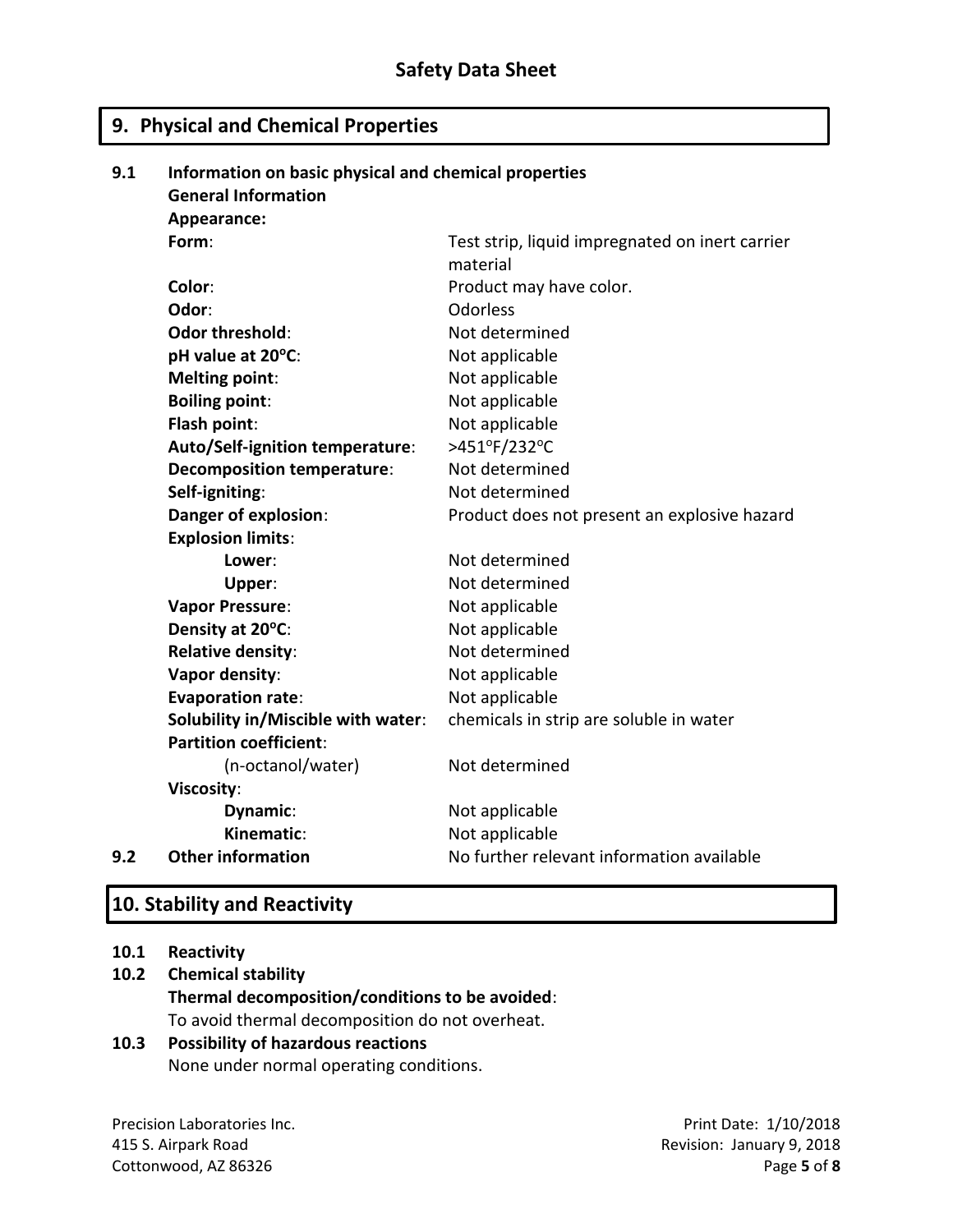## 9. Physical and Chemical Properties

**9.1 Information on basic physical and chemical properties**

**General Information**

**Appearance:**

| | |
|---|---|
| **Form**: | Test strip, liquid impregnated on inert carrier material |
| **Color**: | Product may have color. |
| **Odor**: | Odorless |
| **Odor threshold**: | Not determined |
| **pH value at 20°C**: | Not applicable |
| **Melting point**: | Not applicable |
| **Boiling point**: | Not applicable |
| **Flash point**: | Not applicable |
| **Auto/Self-ignition temperature**: | >451°F/232°C |
| **Decomposition temperature**: | Not determined |
| **Self-igniting**: | Not determined |
| **Danger of explosion**: | Product does not present an explosive hazard |
| **Explosion limits**: | |
| **Lower**: | Not determined |
| **Upper**: | Not determined |
| **Vapor Pressure**: | Not applicable |
| **Density at 20°C**: | Not applicable |
| **Relative density**: | Not determined |
| **Vapor density**: | Not applicable |
| **Evaporation rate**: | Not applicable |
| **Solubility in/Miscible with water**: | chemicals in strip are soluble in water |
| **Partition coefficient**: | |
| (n-octanol/water) | Not determined |
| **Viscosity**: | |
| **Dynamic**: | Not applicable |
| **Kinematic**: | Not applicable |

**9.2 Other information** No further relevant information available

## 10. Stability and Reactivity

**10.1 Reactivity**

**10.2 Chemical stability**

**Thermal decomposition/conditions to be avoided**:

To avoid thermal decomposition do not overheat.

**10.3 Possibility of hazardous reactions**

None under normal operating conditions.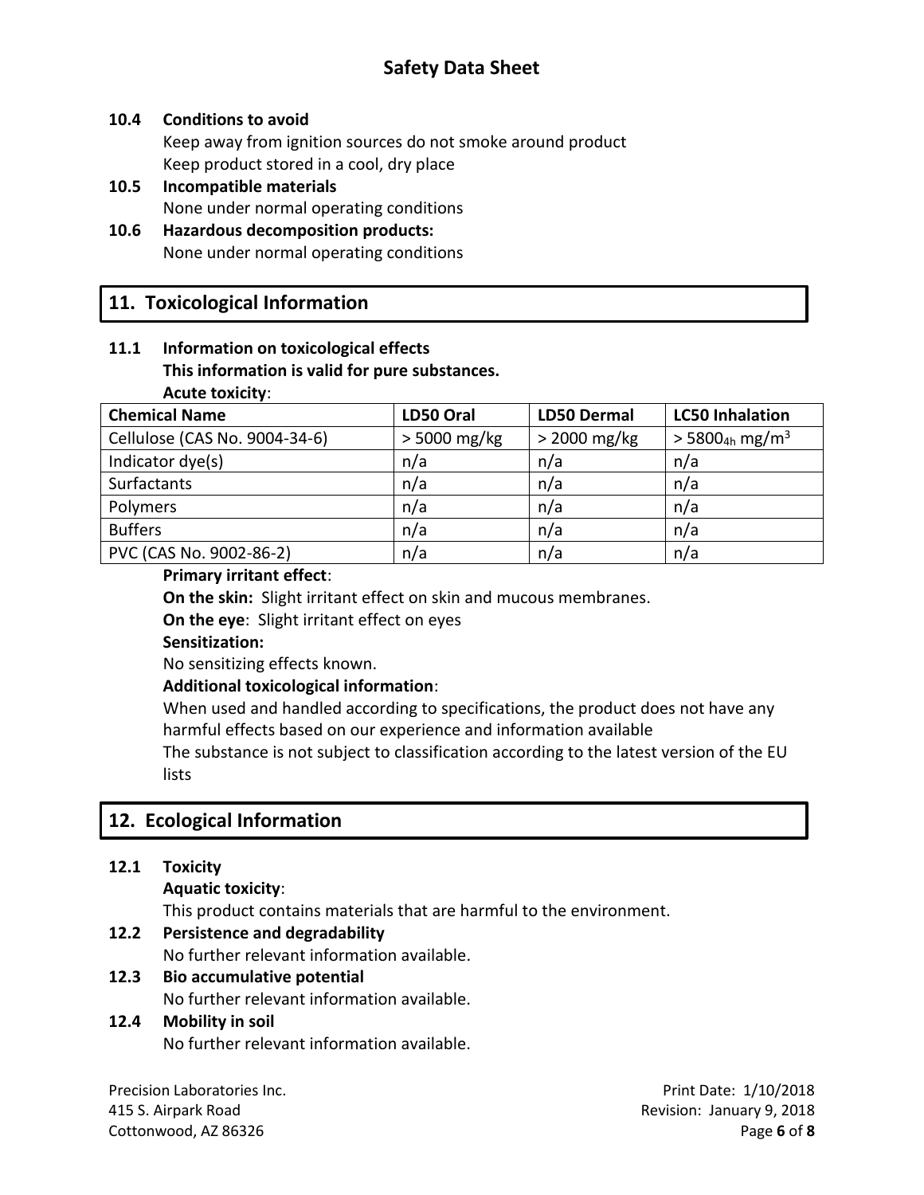**10.4 Conditions to avoid**

Keep away from ignition sources do not smoke around product
Keep product stored in a cool, dry place

**10.5 Incompatible materials**

None under normal operating conditions

**10.6 Hazardous decomposition products:**

None under normal operating conditions

## 11. Toxicological Information

**11.1 Information on toxicological effects**

**This information is valid for pure substances.**

**Acute toxicity**:

| Chemical Name | LD50 Oral | LD50 Dermal | LC50 Inhalation |
|---|---|---|---|
| Cellulose (CAS No. 9004-34-6) | > 5000 mg/kg | > 2000 mg/kg | > $5800_{4h}$ $mg/m^3$ |
| Indicator dye(s) | n/a | n/a | n/a |
| Surfactants | n/a | n/a | n/a |
| Polymers | n/a | n/a | n/a |
| Buffers | n/a | n/a | n/a |
| PVC (CAS No. 9002-86-2) | n/a | n/a | n/a |

**Primary irritant effect**:

**On the skin:** Slight irritant effect on skin and mucous membranes.

**On the eye**: Slight irritant effect on eyes

**Sensitization:**

No sensitizing effects known.

**Additional toxicological information**:

When used and handled according to specifications, the product does not have any harmful effects based on our experience and information available

The substance is not subject to classification according to the latest version of the EU lists

## 12. Ecological Information

**12.1 Toxicity**

**Aquatic toxicity**:

This product contains materials that are harmful to the environment.

**12.2 Persistence and degradability**

No further relevant information available.

**12.3 Bio accumulative potential**

No further relevant information available.

**12.4 Mobility in soil**

No further relevant information available.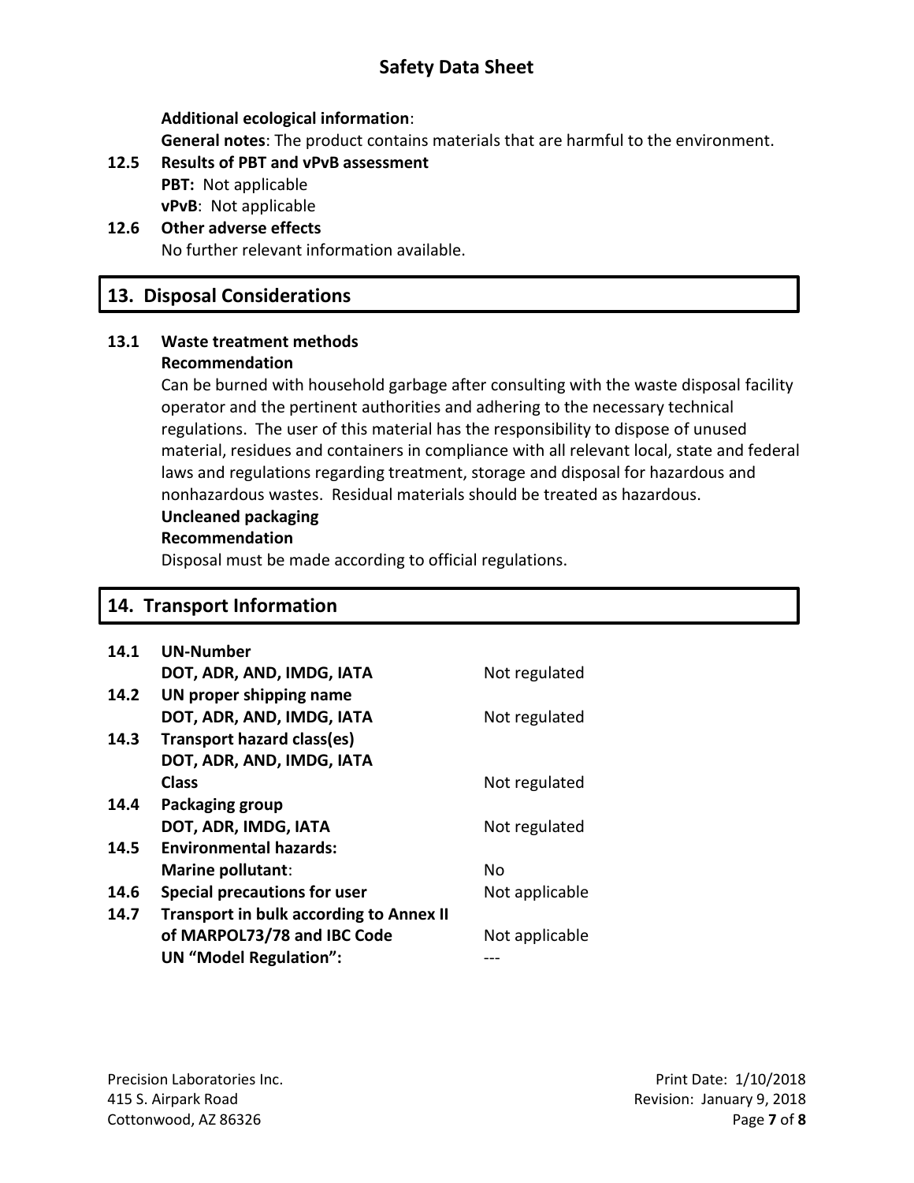**Additional ecological information**:

**General notes**: The product contains materials that are harmful to the environment.

**12.5 Results of PBT and vPvB assessment**

**PBT:** Not applicable

**vPvB**: Not applicable

**12.6 Other adverse effects**

No further relevant information available.

## 13. Disposal Considerations

**13.1 Waste treatment methods**

**Recommendation**

Can be burned with household garbage after consulting with the waste disposal facility operator and the pertinent authorities and adhering to the necessary technical regulations. The user of this material has the responsibility to dispose of unused material, residues and containers in compliance with all relevant local, state and federal laws and regulations regarding treatment, storage and disposal for hazardous and nonhazardous wastes. Residual materials should be treated as hazardous.

**Uncleaned packaging**

**Recommendation**

Disposal must be made according to official regulations.

## 14. Transport Information

| | | |
|---|---|---|
| **14.1** | **UN-Number** | |
| | **DOT, ADR, AND, IMDG, IATA** | Not regulated |
| **14.2** | **UN proper shipping name** | |
| | **DOT, ADR, AND, IMDG, IATA** | Not regulated |
| **14.3** | **Transport hazard class(es)** | |
| | **DOT, ADR, AND, IMDG, IATA** | |
| | **Class** | Not regulated |
| **14.4** | **Packaging group** | |
| | **DOT, ADR, IMDG, IATA** | Not regulated |
| **14.5** | **Environmental hazards:** | |
| | **Marine pollutant**: | No |
| **14.6** | **Special precautions for user** | Not applicable |
| **14.7** | **Transport in bulk according to Annex II of MARPOL73/78 and IBC Code** | Not applicable |
| | **UN "Model Regulation":** | --- |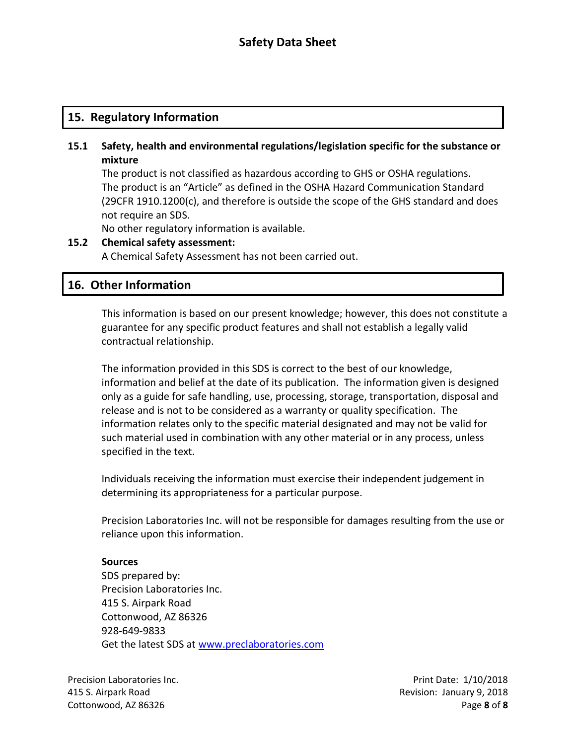# Safety Data Sheet

## 15. Regulatory Information

**15.1 Safety, health and environmental regulations/legislation specific for the substance or mixture**

The product is not classified as hazardous according to GHS or OSHA regulations. The product is an "Article" as defined in the OSHA Hazard Communication Standard (29CFR 1910.1200(c), and therefore is outside the scope of the GHS standard and does not require an SDS.

No other regulatory information is available.

**15.2 Chemical safety assessment:**

A Chemical Safety Assessment has not been carried out.

## 16. Other Information

This information is based on our present knowledge; however, this does not constitute a guarantee for any specific product features and shall not establish a legally valid contractual relationship.

The information provided in this SDS is correct to the best of our knowledge, information and belief at the date of its publication. The information given is designed only as a guide for safe handling, use, processing, storage, transportation, disposal and release and is not to be considered as a warranty or quality specification. The information relates only to the specific material designated and may not be valid for such material used in combination with any other material or in any process, unless specified in the text.

Individuals receiving the information must exercise their independent judgement in determining its appropriateness for a particular purpose.

Precision Laboratories Inc. will not be responsible for damages resulting from the use or reliance upon this information.

**Sources**

SDS prepared by:
Precision Laboratories Inc.
415 S. Airpark Road
Cottonwood, AZ 86326
928-649-9833
Get the latest SDS at www.preclaboratories.com

Print Date: 1/10/2018
Revision: January 9, 2018